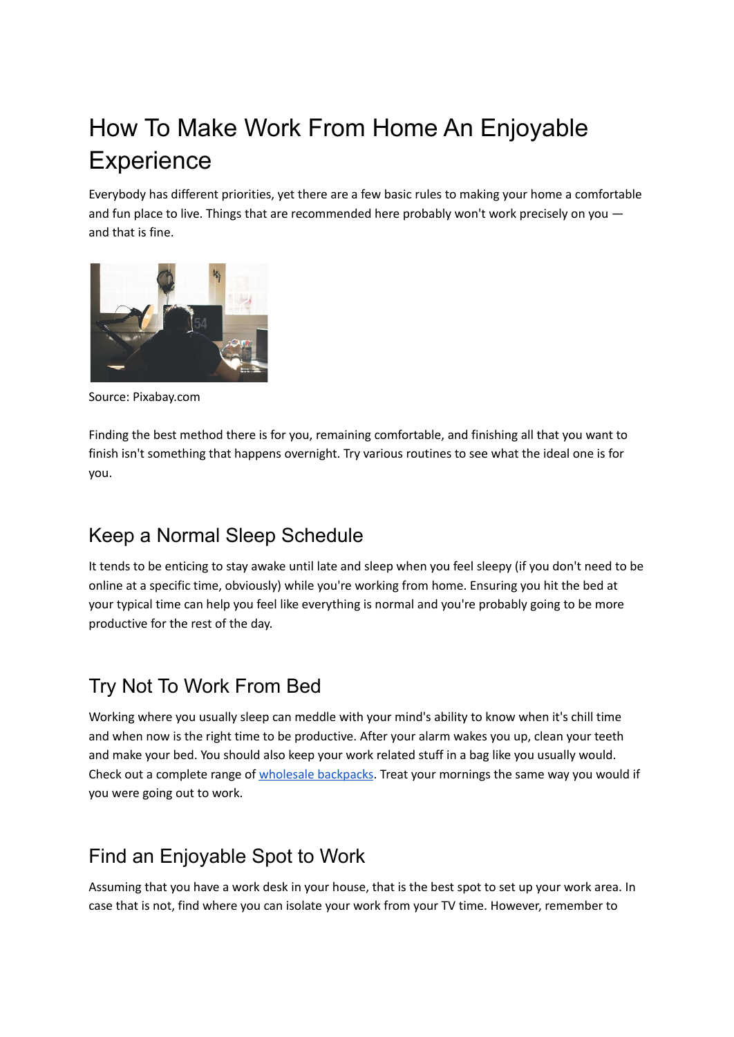# How To Make Work From Home An Enjoyable Experience

Everybody has different priorities, yet there are a few basic rules to making your home a comfortable and fun place to live. Things that are recommended here probably won't work precisely on you — and that is fine.

Source: Pixabay.com

Finding the best method there is for you, remaining comfortable, and finishing all that you want to finish isn't something that happens overnight. Try various routines to see what the ideal one is for you.

## Keep a Normal Sleep Schedule

It tends to be enticing to stay awake until late and sleep when you feel sleepy (if you don't need to be online at a specific time, obviously) while you're working from home. Ensuring you hit the bed at your typical time can help you feel like everything is normal and you're probably going to be more productive for the rest of the day.

## Try Not To Work From Bed

Working where you usually sleep can meddle with your mind's ability to know when it's chill time and when now is the right time to be productive. After your alarm wakes you up, clean your teeth and make your bed. You should also keep your work related stuff in a bag like you usually would. Check out a complete range of wholesale backpacks. Treat your mornings the same way you would if you were going out to work.

## Find an Enjoyable Spot to Work

Assuming that you have a work desk in your house, that is the best spot to set up your work area. In case that is not, find where you can isolate your work from your TV time. However, remember to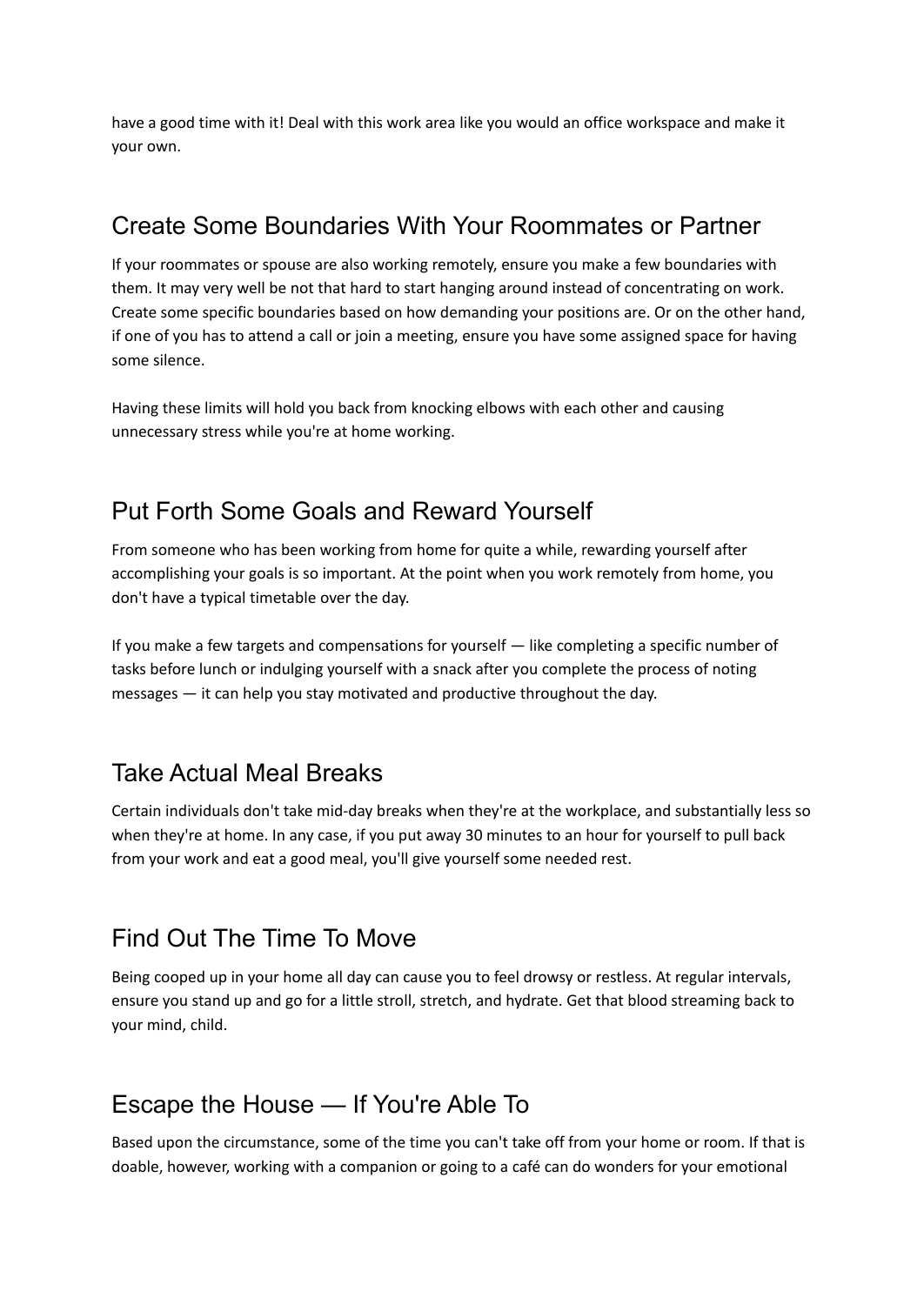have a good time with it! Deal with this work area like you would an office workspace and make it your own.

## Create Some Boundaries With Your Roommates or Partner

If your roommates or spouse are also working remotely, ensure you make a few boundaries with them. It may very well be not that hard to start hanging around instead of concentrating on work. Create some specific boundaries based on how demanding your positions are. Or on the other hand, if one of you has to attend a call or join a meeting, ensure you have some assigned space for having some silence.

Having these limits will hold you back from knocking elbows with each other and causing unnecessary stress while you're at home working.

## Put Forth Some Goals and Reward Yourself

From someone who has been working from home for quite a while, rewarding yourself after accomplishing your goals is so important. At the point when you work remotely from home, you don't have a typical timetable over the day.

If you make a few targets and compensations for yourself — like completing a specific number of tasks before lunch or indulging yourself with a snack after you complete the process of noting messages — it can help you stay motivated and productive throughout the day.

## Take Actual Meal Breaks

Certain individuals don't take mid-day breaks when they're at the workplace, and substantially less so when they're at home. In any case, if you put away 30 minutes to an hour for yourself to pull back from your work and eat a good meal, you'll give yourself some needed rest.

## Find Out The Time To Move

Being cooped up in your home all day can cause you to feel drowsy or restless. At regular intervals, ensure you stand up and go for a little stroll, stretch, and hydrate. Get that blood streaming back to your mind, child.

## Escape the House — If You're Able To

Based upon the circumstance, some of the time you can't take off from your home or room. If that is doable, however, working with a companion or going to a café can do wonders for your emotional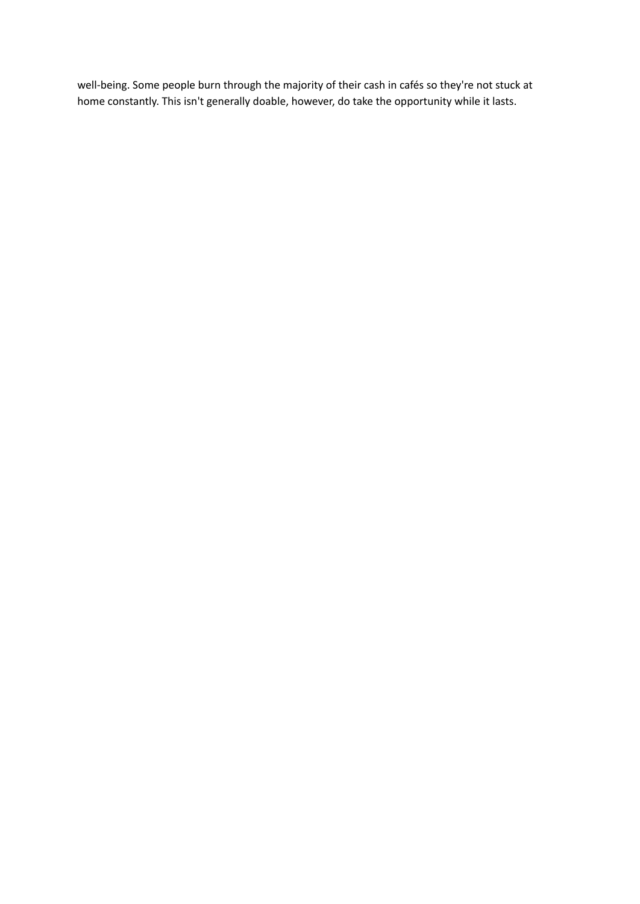well-being. Some people burn through the majority of their cash in cafés so they're not stuck at home constantly. This isn't generally doable, however, do take the opportunity while it lasts.